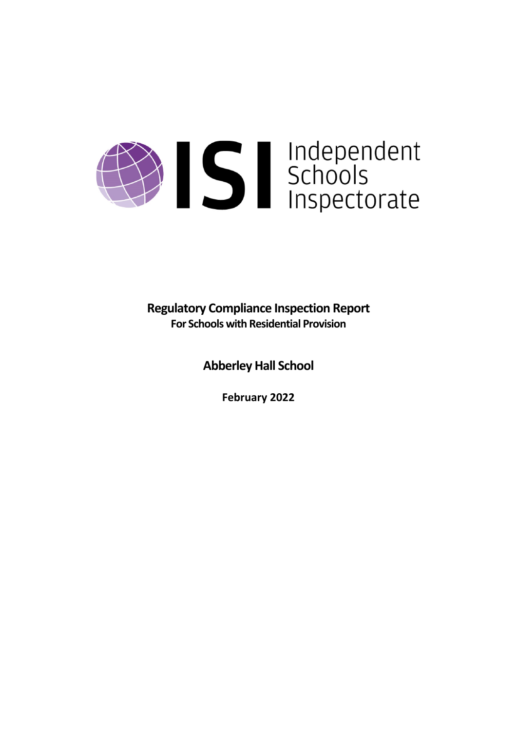ISI Independent Schools Inspectorate

# Regulatory Compliance Inspection Report

## For Schools with Residential Provision

## Abberley Hall School

**February 2022**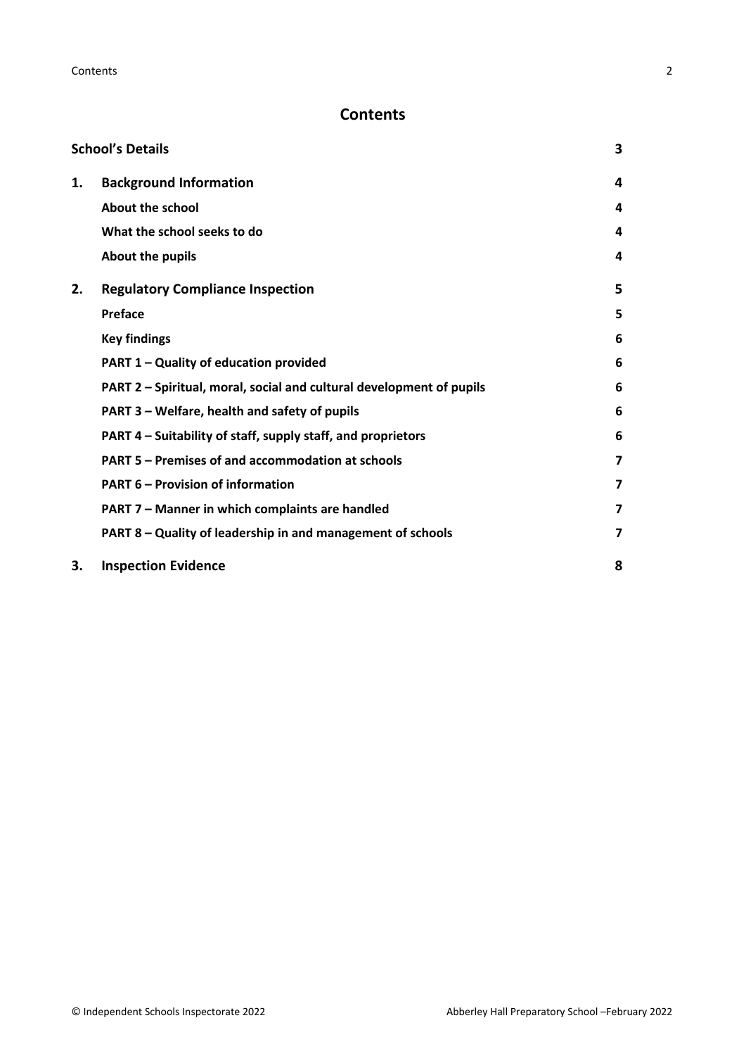## Contents

| | | |
|---|---|---|
| **School's Details** | | **3** |
| **1.** | **Background Information** | **4** |
| | **About the school** | **4** |
| | **What the school seeks to do** | **4** |
| | **About the pupils** | **4** |
| **2.** | **Regulatory Compliance Inspection** | **5** |
| | **Preface** | **5** |
| | **Key findings** | **6** |
| | **PART 1 – Quality of education provided** | **6** |
| | **PART 2 – Spiritual, moral, social and cultural development of pupils** | **6** |
| | **PART 3 – Welfare, health and safety of pupils** | **6** |
| | **PART 4 – Suitability of staff, supply staff, and proprietors** | **6** |
| | **PART 5 – Premises of and accommodation at schools** | **7** |
| | **PART 6 – Provision of information** | **7** |
| | **PART 7 – Manner in which complaints are handled** | **7** |
| | **PART 8 – Quality of leadership in and management of schools** | **7** |
| **3.** | **Inspection Evidence** | **8** |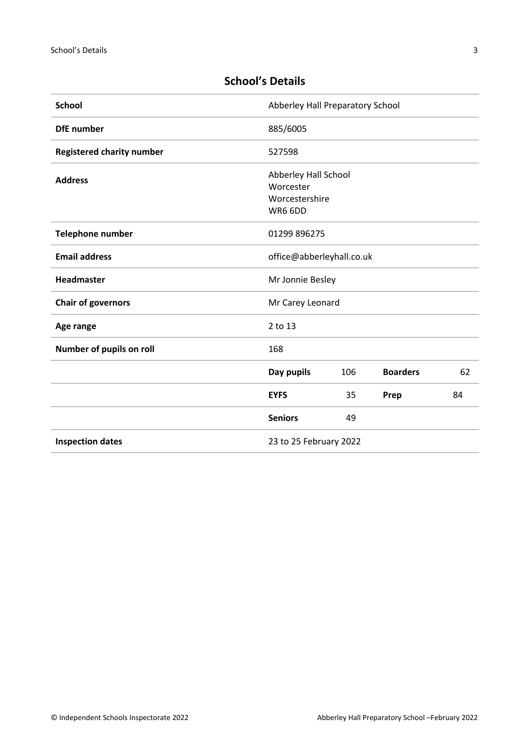## School's Details

| | | | | |
|---|---|---|---|---|
| **School** | Abberley Hall Preparatory School | | | |
| **DfE number** | 885/6005 | | | |
| **Registered charity number** | 527598 | | | |
| **Address** | Abberley Hall School<br>Worcester<br>Worcestershire<br>WR6 6DD | | | |
| **Telephone number** | 01299 896275 | | | |
| **Email address** | office@abberleyhall.co.uk | | | |
| **Headmaster** | Mr Jonnie Besley | | | |
| **Chair of governors** | Mr Carey Leonard | | | |
| **Age range** | 2 to 13 | | | |
| **Number of pupils on roll** | 168 | | | |
| | **Day pupils** | 106 | **Boarders** | 62 |
| | **EYFS** | 35 | **Prep** | 84 |
| | **Seniors** | 49 | | |
| **Inspection dates** | 23 to 25 February 2022 | | | |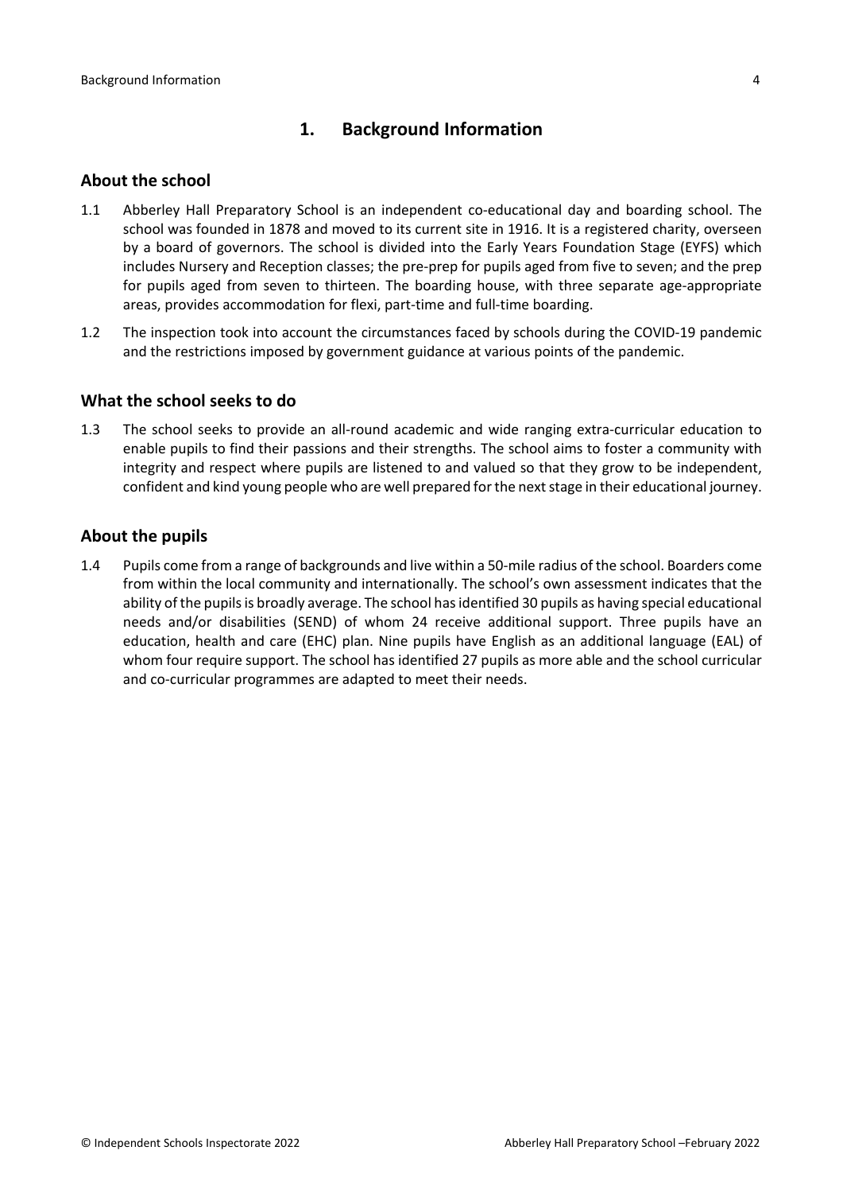# 1. Background Information

## About the school

1.1 Abberley Hall Preparatory School is an independent co-educational day and boarding school. The school was founded in 1878 and moved to its current site in 1916. It is a registered charity, overseen by a board of governors. The school is divided into the Early Years Foundation Stage (EYFS) which includes Nursery and Reception classes; the pre-prep for pupils aged from five to seven; and the prep for pupils aged from seven to thirteen. The boarding house, with three separate age-appropriate areas, provides accommodation for flexi, part-time and full-time boarding.

1.2 The inspection took into account the circumstances faced by schools during the COVID-19 pandemic and the restrictions imposed by government guidance at various points of the pandemic.

## What the school seeks to do

1.3 The school seeks to provide an all-round academic and wide ranging extra-curricular education to enable pupils to find their passions and their strengths. The school aims to foster a community with integrity and respect where pupils are listened to and valued so that they grow to be independent, confident and kind young people who are well prepared for the next stage in their educational journey.

## About the pupils

1.4 Pupils come from a range of backgrounds and live within a 50-mile radius of the school. Boarders come from within the local community and internationally. The school's own assessment indicates that the ability of the pupils is broadly average. The school has identified 30 pupils as having special educational needs and/or disabilities (SEND) of whom 24 receive additional support. Three pupils have an education, health and care (EHC) plan. Nine pupils have English as an additional language (EAL) of whom four require support. The school has identified 27 pupils as more able and the school curricular and co-curricular programmes are adapted to meet their needs.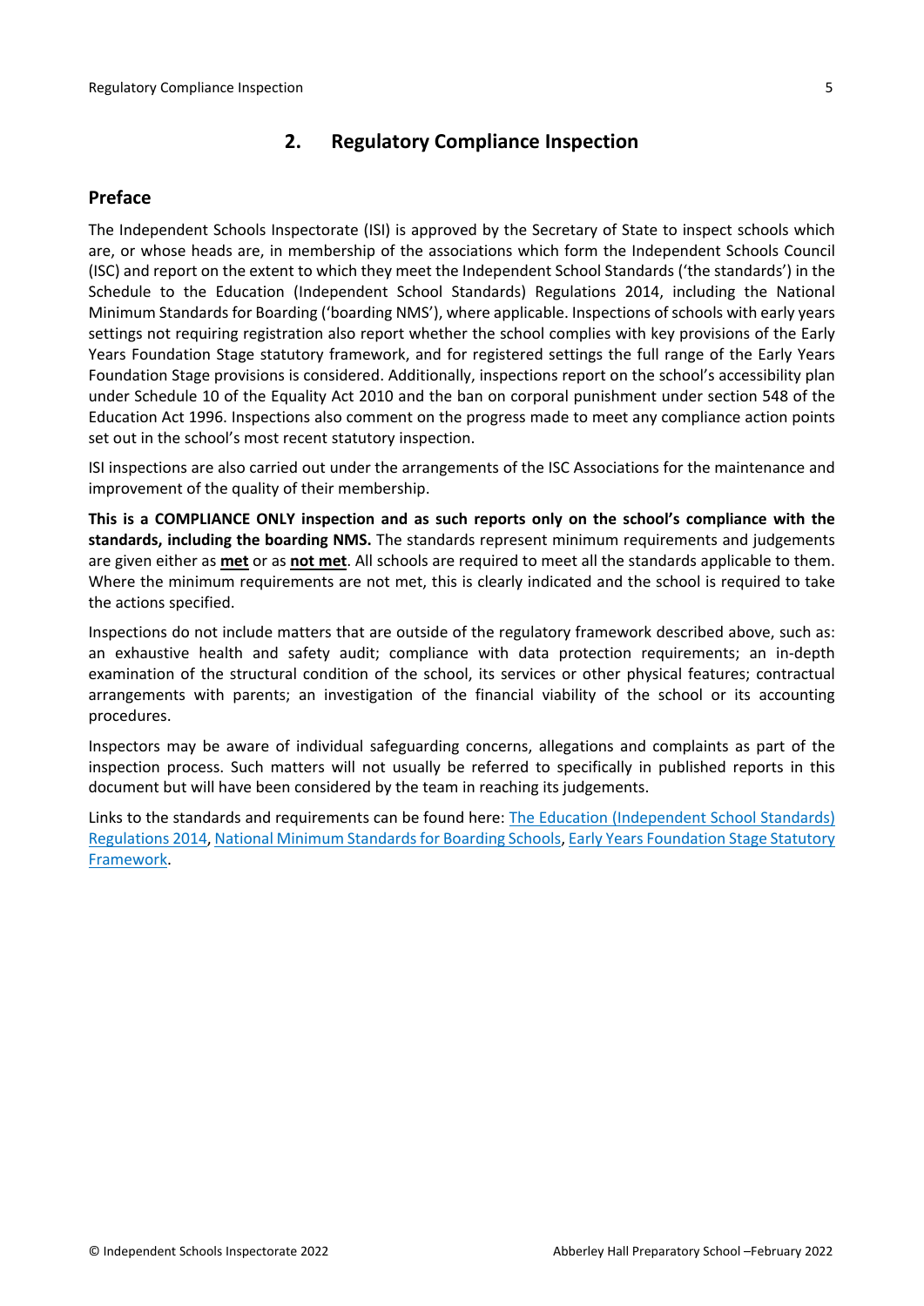## 2. Regulatory Compliance Inspection

### Preface

The Independent Schools Inspectorate (ISI) is approved by the Secretary of State to inspect schools which are, or whose heads are, in membership of the associations which form the Independent Schools Council (ISC) and report on the extent to which they meet the Independent School Standards ('the standards') in the Schedule to the Education (Independent School Standards) Regulations 2014, including the National Minimum Standards for Boarding ('boarding NMS'), where applicable. Inspections of schools with early years settings not requiring registration also report whether the school complies with key provisions of the Early Years Foundation Stage statutory framework, and for registered settings the full range of the Early Years Foundation Stage provisions is considered. Additionally, inspections report on the school's accessibility plan under Schedule 10 of the Equality Act 2010 and the ban on corporal punishment under section 548 of the Education Act 1996. Inspections also comment on the progress made to meet any compliance action points set out in the school's most recent statutory inspection.

ISI inspections are also carried out under the arrangements of the ISC Associations for the maintenance and improvement of the quality of their membership.

**This is a COMPLIANCE ONLY inspection and as such reports only on the school's compliance with the standards, including the boarding NMS.** The standards represent minimum requirements and judgements are given either as **met** or as **not met**. All schools are required to meet all the standards applicable to them. Where the minimum requirements are not met, this is clearly indicated and the school is required to take the actions specified.

Inspections do not include matters that are outside of the regulatory framework described above, such as: an exhaustive health and safety audit; compliance with data protection requirements; an in-depth examination of the structural condition of the school, its services or other physical features; contractual arrangements with parents; an investigation of the financial viability of the school or its accounting procedures.

Inspectors may be aware of individual safeguarding concerns, allegations and complaints as part of the inspection process. Such matters will not usually be referred to specifically in published reports in this document but will have been considered by the team in reaching its judgements.

Links to the standards and requirements can be found here: The Education (Independent School Standards) Regulations 2014, National Minimum Standards for Boarding Schools, Early Years Foundation Stage Statutory Framework.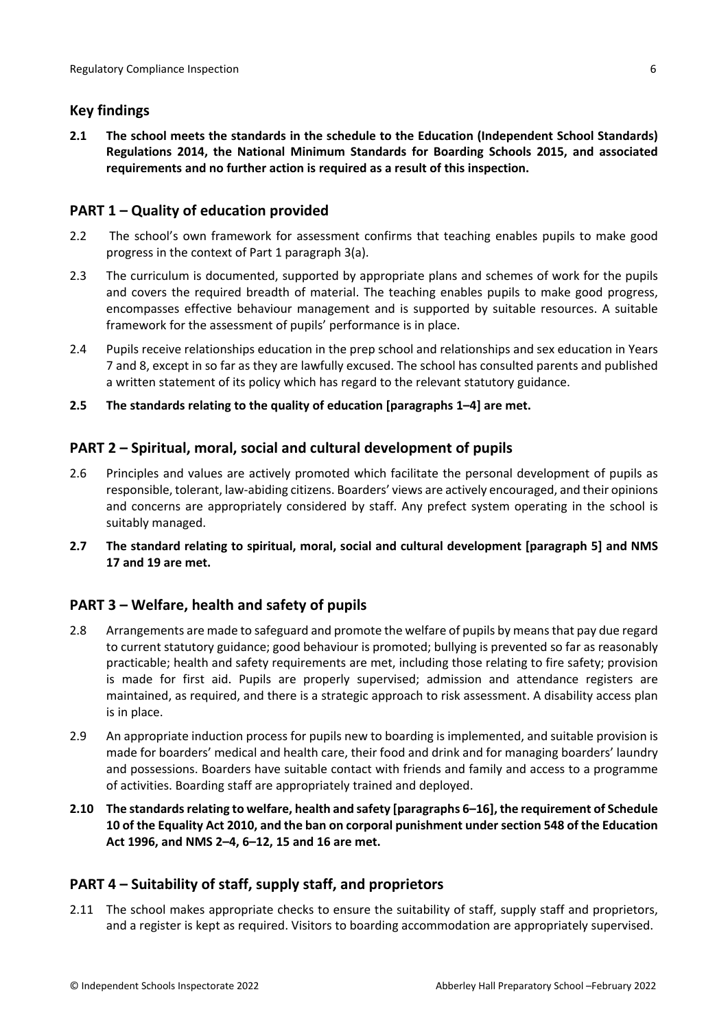## Key findings

**2.1 The school meets the standards in the schedule to the Education (Independent School Standards) Regulations 2014, the National Minimum Standards for Boarding Schools 2015, and associated requirements and no further action is required as a result of this inspection.**

## PART 1 – Quality of education provided

2.2 The school's own framework for assessment confirms that teaching enables pupils to make good progress in the context of Part 1 paragraph 3(a).

2.3 The curriculum is documented, supported by appropriate plans and schemes of work for the pupils and covers the required breadth of material. The teaching enables pupils to make good progress, encompasses effective behaviour management and is supported by suitable resources. A suitable framework for the assessment of pupils' performance is in place.

2.4 Pupils receive relationships education in the prep school and relationships and sex education in Years 7 and 8, except in so far as they are lawfully excused. The school has consulted parents and published a written statement of its policy which has regard to the relevant statutory guidance.

**2.5 The standards relating to the quality of education [paragraphs 1–4] are met.**

## PART 2 – Spiritual, moral, social and cultural development of pupils

2.6 Principles and values are actively promoted which facilitate the personal development of pupils as responsible, tolerant, law-abiding citizens. Boarders' views are actively encouraged, and their opinions and concerns are appropriately considered by staff. Any prefect system operating in the school is suitably managed.

**2.7 The standard relating to spiritual, moral, social and cultural development [paragraph 5] and NMS 17 and 19 are met.**

## PART 3 – Welfare, health and safety of pupils

2.8 Arrangements are made to safeguard and promote the welfare of pupils by means that pay due regard to current statutory guidance; good behaviour is promoted; bullying is prevented so far as reasonably practicable; health and safety requirements are met, including those relating to fire safety; provision is made for first aid. Pupils are properly supervised; admission and attendance registers are maintained, as required, and there is a strategic approach to risk assessment. A disability access plan is in place.

2.9 An appropriate induction process for pupils new to boarding is implemented, and suitable provision is made for boarders' medical and health care, their food and drink and for managing boarders' laundry and possessions. Boarders have suitable contact with friends and family and access to a programme of activities. Boarding staff are appropriately trained and deployed.

**2.10 The standards relating to welfare, health and safety [paragraphs 6–16], the requirement of Schedule 10 of the Equality Act 2010, and the ban on corporal punishment under section 548 of the Education Act 1996, and NMS 2–4, 6–12, 15 and 16 are met.**

## PART 4 – Suitability of staff, supply staff, and proprietors

2.11 The school makes appropriate checks to ensure the suitability of staff, supply staff and proprietors, and a register is kept as required. Visitors to boarding accommodation are appropriately supervised.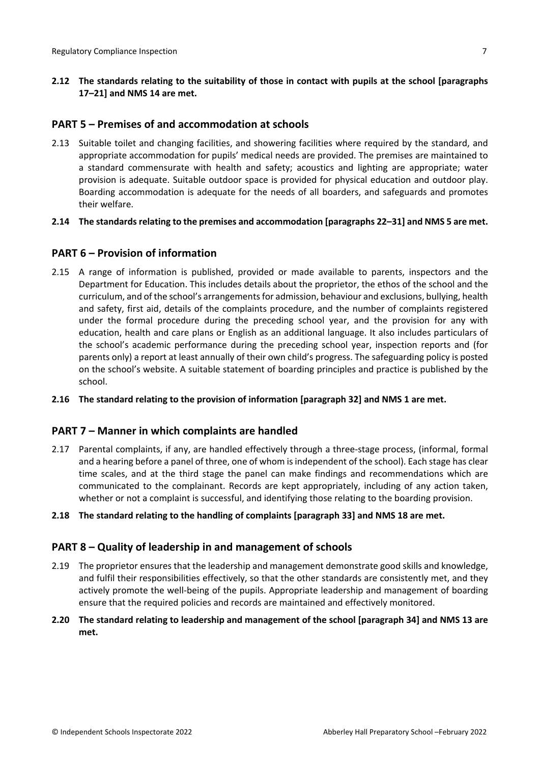**2.12 The standards relating to the suitability of those in contact with pupils at the school [paragraphs 17–21] and NMS 14 are met.**

## PART 5 – Premises of and accommodation at schools

2.13 Suitable toilet and changing facilities, and showering facilities where required by the standard, and appropriate accommodation for pupils' medical needs are provided. The premises are maintained to a standard commensurate with health and safety; acoustics and lighting are appropriate; water provision is adequate. Suitable outdoor space is provided for physical education and outdoor play. Boarding accommodation is adequate for the needs of all boarders, and safeguards and promotes their welfare.

**2.14 The standards relating to the premises and accommodation [paragraphs 22–31] and NMS 5 are met.**

## PART 6 – Provision of information

2.15 A range of information is published, provided or made available to parents, inspectors and the Department for Education. This includes details about the proprietor, the ethos of the school and the curriculum, and of the school's arrangements for admission, behaviour and exclusions, bullying, health and safety, first aid, details of the complaints procedure, and the number of complaints registered under the formal procedure during the preceding school year, and the provision for any with education, health and care plans or English as an additional language. It also includes particulars of the school's academic performance during the preceding school year, inspection reports and (for parents only) a report at least annually of their own child's progress. The safeguarding policy is posted on the school's website. A suitable statement of boarding principles and practice is published by the school.

**2.16 The standard relating to the provision of information [paragraph 32] and NMS 1 are met.**

## PART 7 – Manner in which complaints are handled

2.17 Parental complaints, if any, are handled effectively through a three-stage process, (informal, formal and a hearing before a panel of three, one of whom is independent of the school). Each stage has clear time scales, and at the third stage the panel can make findings and recommendations which are communicated to the complainant. Records are kept appropriately, including of any action taken, whether or not a complaint is successful, and identifying those relating to the boarding provision.

**2.18 The standard relating to the handling of complaints [paragraph 33] and NMS 18 are met.**

## PART 8 – Quality of leadership in and management of schools

2.19 The proprietor ensures that the leadership and management demonstrate good skills and knowledge, and fulfil their responsibilities effectively, so that the other standards are consistently met, and they actively promote the well-being of the pupils. Appropriate leadership and management of boarding ensure that the required policies and records are maintained and effectively monitored.

**2.20 The standard relating to leadership and management of the school [paragraph 34] and NMS 13 are met.**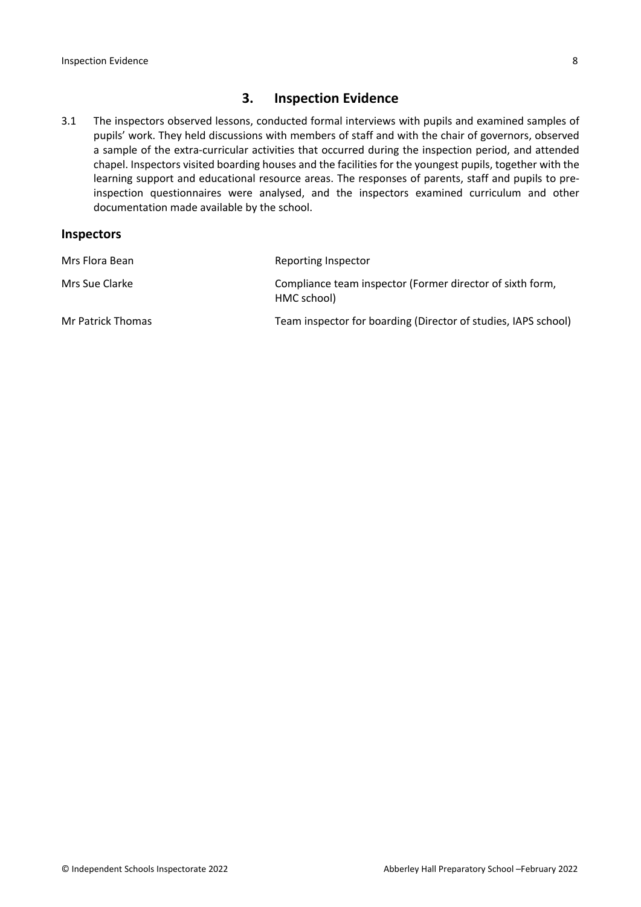## 3. Inspection Evidence

3.1 The inspectors observed lessons, conducted formal interviews with pupils and examined samples of pupils' work. They held discussions with members of staff and with the chair of governors, observed a sample of the extra-curricular activities that occurred during the inspection period, and attended chapel. Inspectors visited boarding houses and the facilities for the youngest pupils, together with the learning support and educational resource areas. The responses of parents, staff and pupils to pre-inspection questionnaires were analysed, and the inspectors examined curriculum and other documentation made available by the school.

### Inspectors

| | |
|---|---|
| Mrs Flora Bean | Reporting Inspector |
| Mrs Sue Clarke | Compliance team inspector (Former director of sixth form, HMC school) |
| Mr Patrick Thomas | Team inspector for boarding (Director of studies, IAPS school) |